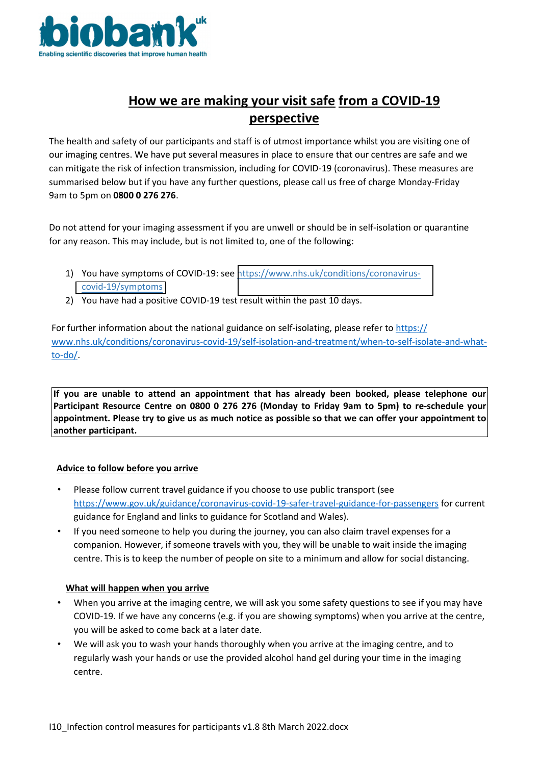# How we are making your visit safe from a COVID-19 perspective

The health and safety of our participants and staff is of utmost importance whilst you are visiting one of our imaging centres. We have put several measures in place to ensure that our centres are safe and we can mitigate the risk of infection transmission, including for COVID-19 (coronavirus). These measures are summarised below but if you have any further questions, please call us free of charge Monday-Friday 9am to 5pm on **0800 0 276 276**.

Do not attend for your imaging assessment if you are unwell or should be in self-isolation or quarantine for any reason. This may include, but is not limited to, one of the following:

1) You have symptoms of COVID-19: see https://www.nhs.uk/conditions/coronavirus-covid-19/symptoms
2) You have had a positive COVID-19 test result within the past 10 days.

For further information about the national guidance on self-isolating, please refer to https://www.nhs.uk/conditions/coronavirus-covid-19/self-isolation-and-treatment/when-to-self-isolate-and-what-to-do/.

**If you are unable to attend an appointment that has already been booked, please telephone our Participant Resource Centre on 0800 0 276 276 (Monday to Friday 9am to 5pm) to re-schedule your appointment. Please try to give us as much notice as possible so that we can offer your appointment to another participant.**

## Advice to follow before you arrive

- Please follow current travel guidance if you choose to use public transport (see https://www.gov.uk/guidance/coronavirus-covid-19-safer-travel-guidance-for-passengers for current guidance for England and links to guidance for Scotland and Wales).
- If you need someone to help you during the journey, you can also claim travel expenses for a companion. However, if someone travels with you, they will be unable to wait inside the imaging centre. This is to keep the number of people on site to a minimum and allow for social distancing.

## What will happen when you arrive

- When you arrive at the imaging centre, we will ask you some safety questions to see if you may have COVID-19. If we have any concerns (e.g. if you are showing symptoms) when you arrive at the centre, you will be asked to come back at a later date.
- We will ask you to wash your hands thoroughly when you arrive at the imaging centre, and to regularly wash your hands or use the provided alcohol hand gel during your time in the imaging centre.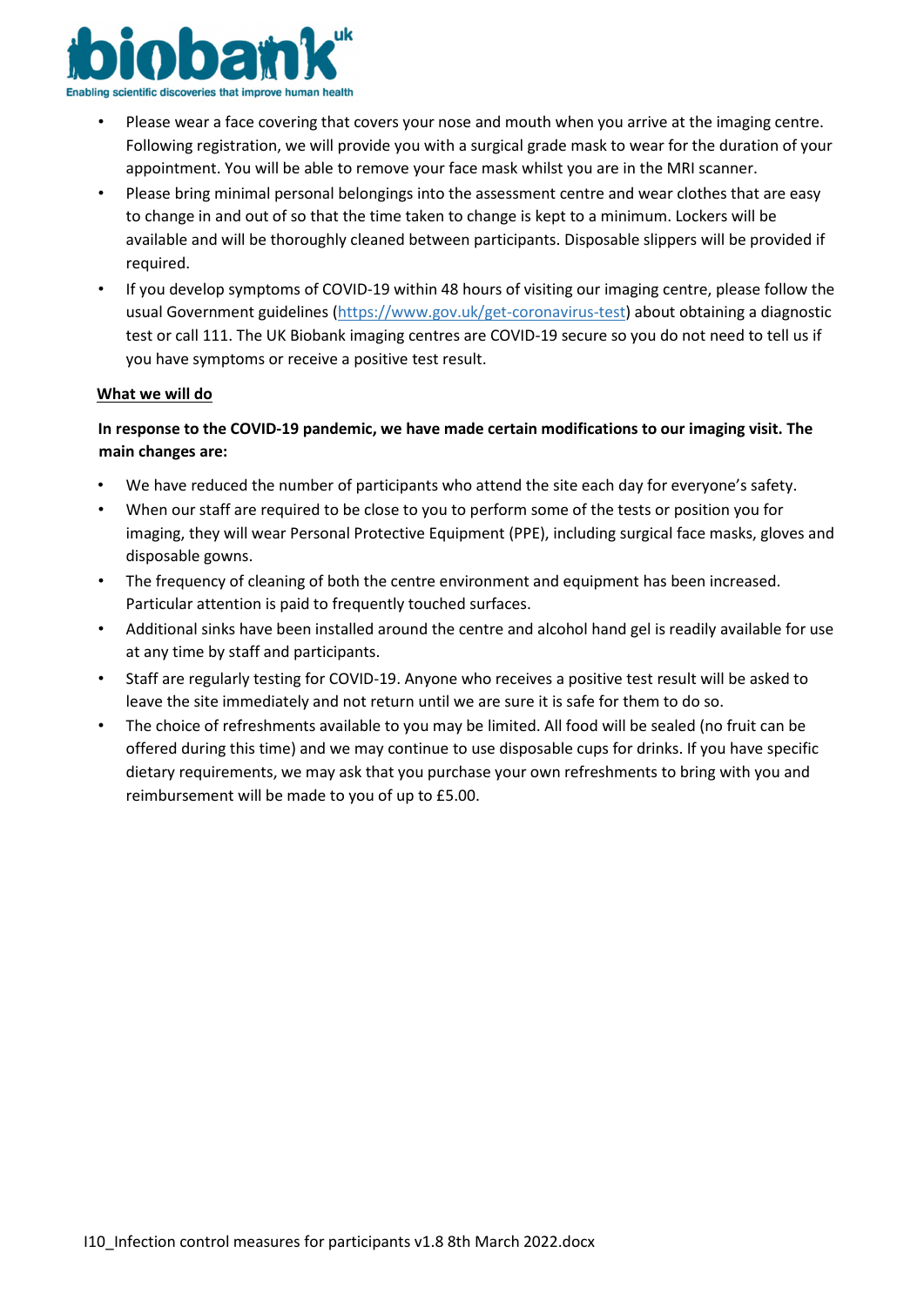- Please wear a face covering that covers your nose and mouth when you arrive at the imaging centre. Following registration, we will provide you with a surgical grade mask to wear for the duration of your appointment. You will be able to remove your face mask whilst you are in the MRI scanner.
- Please bring minimal personal belongings into the assessment centre and wear clothes that are easy to change in and out of so that the time taken to change is kept to a minimum. Lockers will be available and will be thoroughly cleaned between participants. Disposable slippers will be provided if required.
- If you develop symptoms of COVID-19 within 48 hours of visiting our imaging centre, please follow the usual Government guidelines (https://www.gov.uk/get-coronavirus-test) about obtaining a diagnostic test or call 111. The UK Biobank imaging centres are COVID-19 secure so you do not need to tell us if you have symptoms or receive a positive test result.

## What we will do

**In response to the COVID-19 pandemic, we have made certain modifications to our imaging visit. The main changes are:**

- We have reduced the number of participants who attend the site each day for everyone's safety.
- When our staff are required to be close to you to perform some of the tests or position you for imaging, they will wear Personal Protective Equipment (PPE), including surgical face masks, gloves and disposable gowns.
- The frequency of cleaning of both the centre environment and equipment has been increased. Particular attention is paid to frequently touched surfaces.
- Additional sinks have been installed around the centre and alcohol hand gel is readily available for use at any time by staff and participants.
- Staff are regularly testing for COVID-19. Anyone who receives a positive test result will be asked to leave the site immediately and not return until we are sure it is safe for them to do so.
- The choice of refreshments available to you may be limited. All food will be sealed (no fruit can be offered during this time) and we may continue to use disposable cups for drinks. If you have specific dietary requirements, we may ask that you purchase your own refreshments to bring with you and reimbursement will be made to you of up to £5.00.